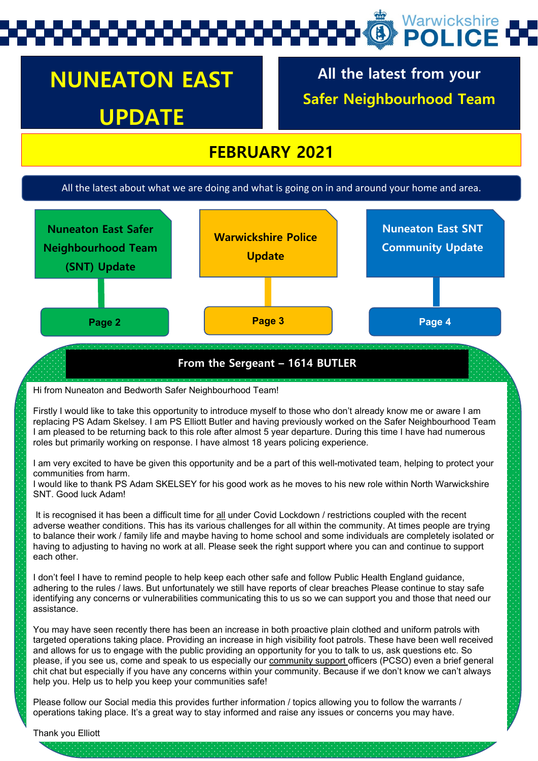Warwickshire POLICE

# NUNEATON EAST UPDATE

All the latest from your **Safer Neighbourhood Team**

## FEBRUARY 2021

All the latest about what we are doing and what is going on in and around your home and area.

- **Nuneaton East Safer Neighbourhood Team (SNT) Update** — **Page 2**
- **Warwickshire Police Update** — **Page 3**
- **Nuneaton East SNT Community Update** — **Page 4**

## From the Sergeant – 1614 BUTLER

Hi from Nuneaton and Bedworth Safer Neighbourhood Team!

Firstly I would like to take this opportunity to introduce myself to those who don't already know me or aware I am replacing PS Adam Skelsey. I am PS Elliott Butler and having previously worked on the Safer Neighbourhood Team I am pleased to be returning back to this role after almost 5 year departure. During this time I have had numerous roles but primarily working on response. I have almost 18 years policing experience.

I am very excited to have be given this opportunity and be a part of this well-motivated team, helping to protect your communities from harm.
I would like to thank PS Adam SKELSEY for his good work as he moves to his new role within North Warwickshire SNT. Good luck Adam!

It is recognised it has been a difficult time for all under Covid Lockdown / restrictions coupled with the recent adverse weather conditions. This has its various challenges for all within the community. At times people are trying to balance their work / family life and maybe having to home school and some individuals are completely isolated or having to adjusting to having no work at all. Please seek the right support where you can and continue to support each other.

I don't feel I have to remind people to help keep each other safe and follow Public Health England guidance, adhering to the rules / laws. But unfortunately we still have reports of clear breaches Please continue to stay safe identifying any concerns or vulnerabilities communicating this to us so we can support you and those that need our assistance.

You may have seen recently there has been an increase in both proactive plain clothed and uniform patrols with targeted operations taking place. Providing an increase in high visibility foot patrols. These have been well received and allows for us to engage with the public providing an opportunity for you to talk to us, ask questions etc. So please, if you see us, come and speak to us especially our community support officers (PCSO) even a brief general chit chat but especially if you have any concerns within your community. Because if we don't know we can't always help you. Help us to help you keep your communities safe!

Please follow our Social media this provides further information / topics allowing you to follow the warrants / operations taking place. It's a great way to stay informed and raise any issues or concerns you may have.

Thank you Elliott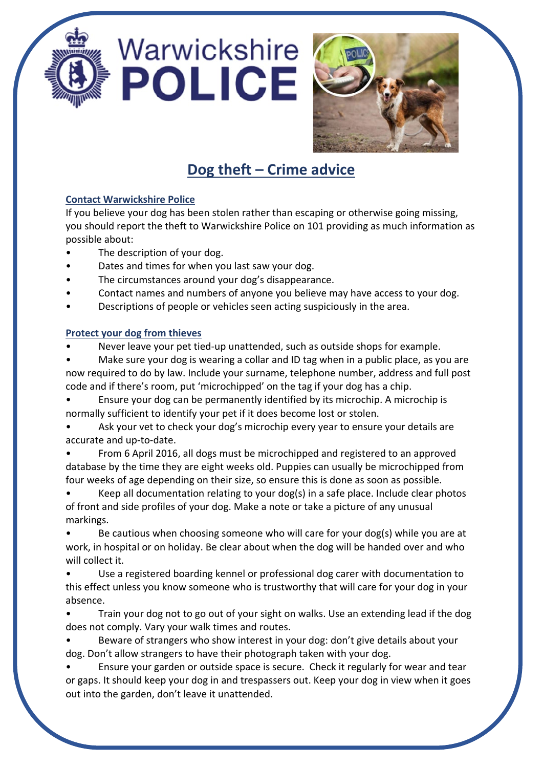Warwickshire POLICE

# Dog theft – Crime advice

## Contact Warwickshire Police

If you believe your dog has been stolen rather than escaping or otherwise going missing, you should report the theft to Warwickshire Police on 101 providing as much information as possible about:

- The description of your dog.
- Dates and times for when you last saw your dog.
- The circumstances around your dog's disappearance.
- Contact names and numbers of anyone you believe may have access to your dog.
- Descriptions of people or vehicles seen acting suspiciously in the area.

## Protect your dog from thieves

- Never leave your pet tied-up unattended, such as outside shops for example.
- Make sure your dog is wearing a collar and ID tag when in a public place, as you are now required to do by law. Include your surname, telephone number, address and full post code and if there's room, put 'microchipped' on the tag if your dog has a chip.
- Ensure your dog can be permanently identified by its microchip. A microchip is normally sufficient to identify your pet if it does become lost or stolen.
- Ask your vet to check your dog's microchip every year to ensure your details are accurate and up-to-date.
- From 6 April 2016, all dogs must be microchipped and registered to an approved database by the time they are eight weeks old. Puppies can usually be microchipped from four weeks of age depending on their size, so ensure this is done as soon as possible.
- Keep all documentation relating to your dog(s) in a safe place. Include clear photos of front and side profiles of your dog. Make a note or take a picture of any unusual markings.
- Be cautious when choosing someone who will care for your dog(s) while you are at work, in hospital or on holiday. Be clear about when the dog will be handed over and who will collect it.
- Use a registered boarding kennel or professional dog carer with documentation to this effect unless you know someone who is trustworthy that will care for your dog in your absence.
- Train your dog not to go out of your sight on walks. Use an extending lead if the dog does not comply. Vary your walk times and routes.
- Beware of strangers who show interest in your dog: don't give details about your dog. Don't allow strangers to have their photograph taken with your dog.
- Ensure your garden or outside space is secure. Check it regularly for wear and tear or gaps. It should keep your dog in and trespassers out. Keep your dog in view when it goes out into the garden, don't leave it unattended.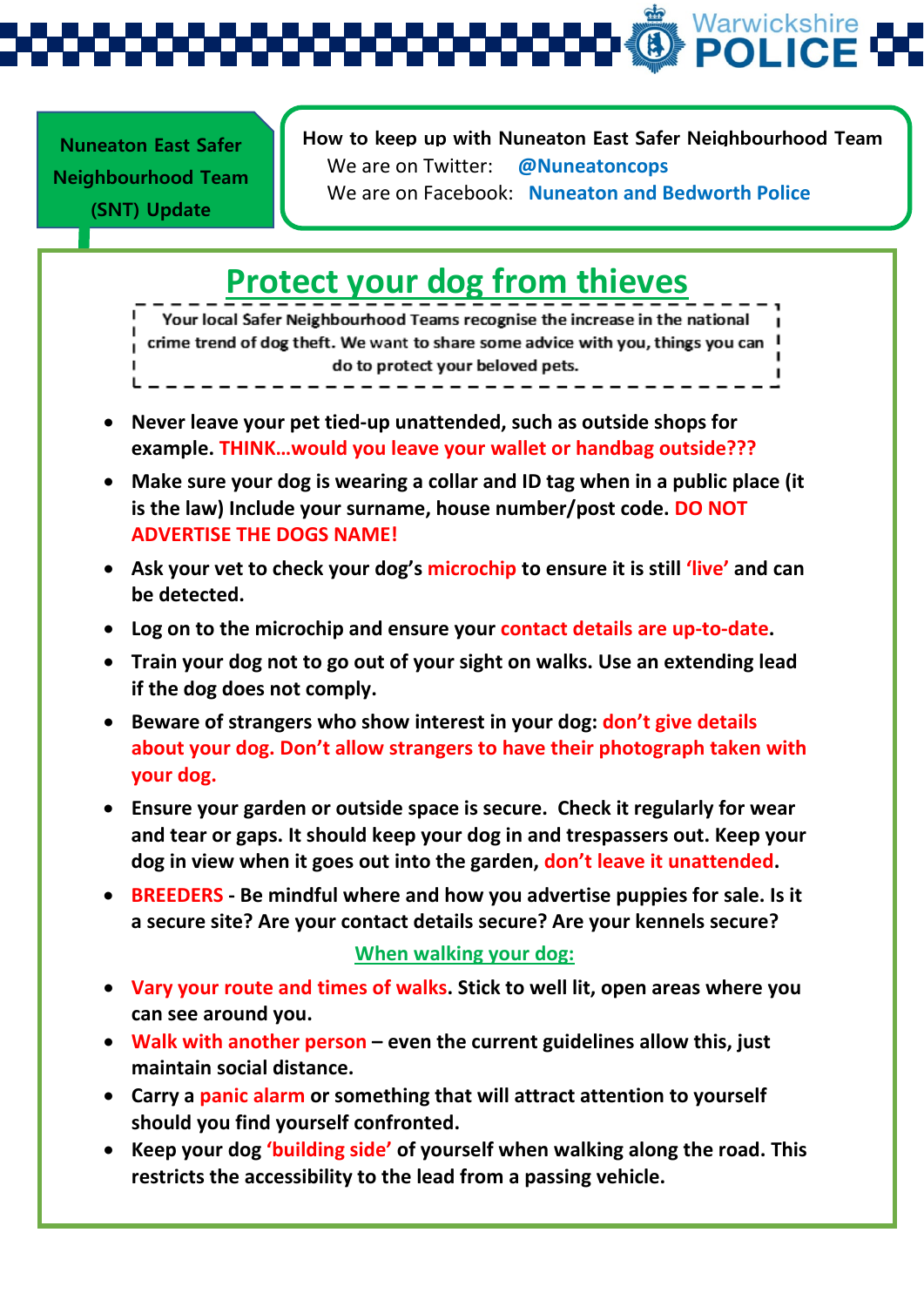**Nuneaton East Safer Neighbourhood Team (SNT) Update**

**How to keep up with Nuneaton East Safer Neighbourhood Team**

We are on Twitter: **@Nuneatoncops**

We are on Facebook: **Nuneaton and Bedworth Police**

# Protect your dog from thieves

Your local Safer Neighbourhood Teams recognise the increase in the national crime trend of dog theft. We want to share some advice with you, things you can do to protect your beloved pets.

- **Never leave your pet tied-up unattended, such as outside shops for example. THINK…would you leave your wallet or handbag outside???**
- **Make sure your dog is wearing a collar and ID tag when in a public place (it is the law) Include your surname, house number/post code. DO NOT ADVERTISE THE DOGS NAME!**
- **Ask your vet to check your dog's microchip to ensure it is still 'live' and can be detected.**
- **Log on to the microchip and ensure your contact details are up-to-date.**
- **Train your dog not to go out of your sight on walks. Use an extending lead if the dog does not comply.**
- **Beware of strangers who show interest in your dog: don't give details about your dog. Don't allow strangers to have their photograph taken with your dog.**
- **Ensure your garden or outside space is secure. Check it regularly for wear and tear or gaps. It should keep your dog in and trespassers out. Keep your dog in view when it goes out into the garden, don't leave it unattended.**
- **BREEDERS - Be mindful where and how you advertise puppies for sale. Is it a secure site? Are your contact details secure? Are your kennels secure?**

## When walking your dog:

- **Vary your route and times of walks. Stick to well lit, open areas where you can see around you.**
- **Walk with another person – even the current guidelines allow this, just maintain social distance.**
- **Carry a panic alarm or something that will attract attention to yourself should you find yourself confronted.**
- **Keep your dog 'building side' of yourself when walking along the road. This restricts the accessibility to the lead from a passing vehicle.**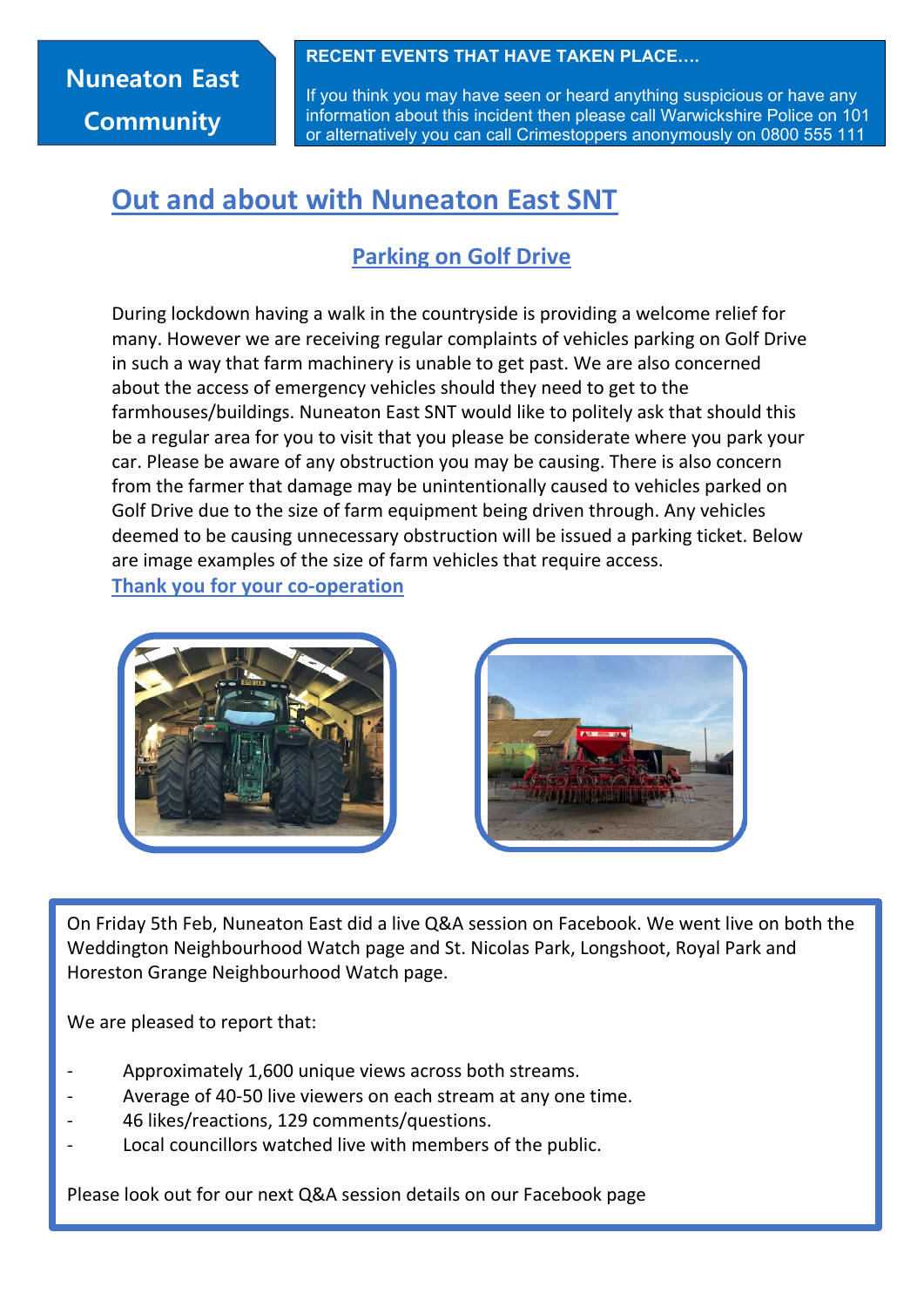**Nuneaton East Community**

**RECENT EVENTS THAT HAVE TAKEN PLACE….**

If you think you may have seen or heard anything suspicious or have any information about this incident then please call Warwickshire Police on 101 or alternatively you can call Crimestoppers anonymously on 0800 555 111

# Out and about with Nuneaton East SNT

## Parking on Golf Drive

During lockdown having a walk in the countryside is providing a welcome relief for many. However we are receiving regular complaints of vehicles parking on Golf Drive in such a way that farm machinery is unable to get past. We are also concerned about the access of emergency vehicles should they need to get to the farmhouses/buildings. Nuneaton East SNT would like to politely ask that should this be a regular area for you to visit that you please be considerate where you park your car. Please be aware of any obstruction you may be causing. There is also concern from the farmer that damage may be unintentionally caused to vehicles parked on Golf Drive due to the size of farm equipment being driven through. Any vehicles deemed to be causing unnecessary obstruction will be issued a parking ticket. Below are image examples of the size of farm vehicles that require access.

**Thank you for your co-operation**

On Friday 5th Feb, Nuneaton East did a live Q&A session on Facebook. We went live on both the Weddington Neighbourhood Watch page and St. Nicolas Park, Longshoot, Royal Park and Horeston Grange Neighbourhood Watch page.

We are pleased to report that:

- Approximately 1,600 unique views across both streams.
- Average of 40-50 live viewers on each stream at any one time.
- 46 likes/reactions, 129 comments/questions.
- Local councillors watched live with members of the public.

Please look out for our next Q&A session details on our Facebook page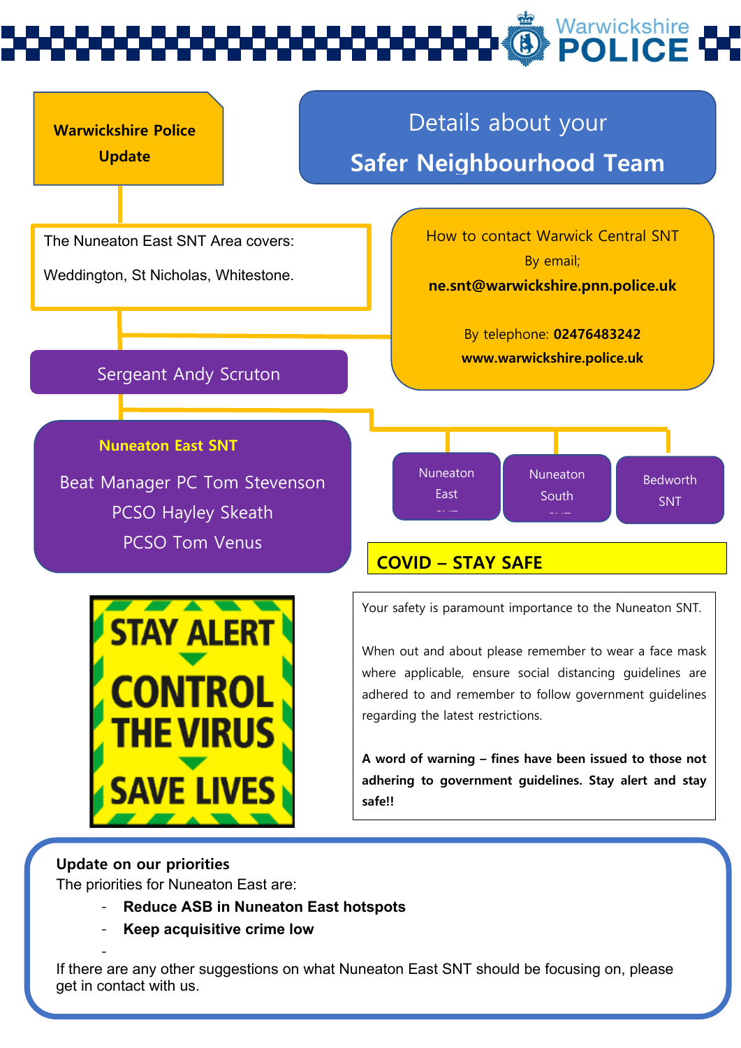**Warwickshire Police Update**

# Details about your Safer Neighbourhood Team

The Nuneaton East SNT Area covers:

Weddington, St Nicholas, Whitestone.

How to contact Warwick Central SNT

By email;

**ne.snt@warwickshire.pnn.police.uk**

By telephone: **02476483242**

**www.warwickshire.police.uk**

Sergeant Andy Scruton

**Nuneaton East SNT**

Beat Manager PC Tom Stevenson
PCSO Hayley Skeath
PCSO Tom Venus

Nuneaton East SNT

Nuneaton South SNT

Bedworth SNT

## COVID – STAY SAFE

STAY ALERT
CONTROL THE VIRUS
SAVE LIVES

Your safety is paramount importance to the Nuneaton SNT.

When out and about please remember to wear a face mask where applicable, ensure social distancing guidelines are adhered to and remember to follow government guidelines regarding the latest restrictions.

**A word of warning – fines have been issued to those not adhering to government guidelines. Stay alert and stay safe!!**

**Update on our priorities**

The priorities for Nuneaton East are:

- **Reduce ASB in Nuneaton East hotspots**
- **Keep acquisitive crime low**
-

If there are any other suggestions on what Nuneaton East SNT should be focusing on, please get in contact with us.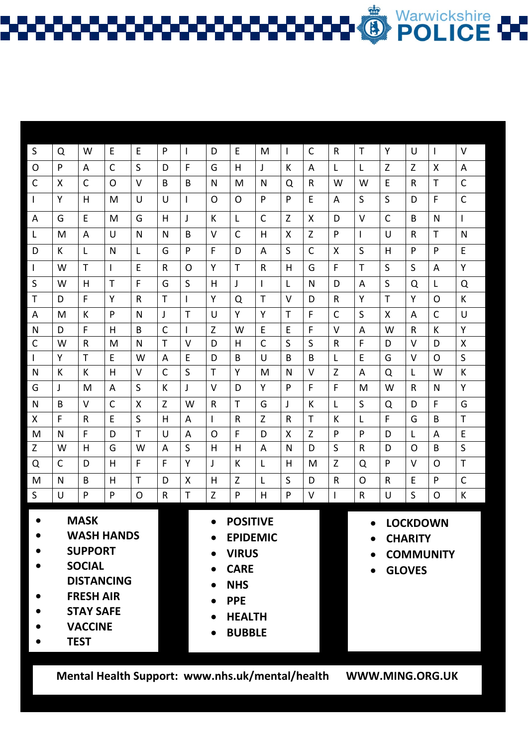Warwickshire POLICE

| | | | | | | | | | | | | | | | | | |
|---|---|---|---|---|---|---|---|---|---|---|---|---|---|---|---|---|---|
| S | Q | W | E | E | P | I | D | E | M | I | C | R | T | Y | U | I | V |
| O | P | A | C | S | D | F | G | H | J | K | A | L | L | Z | Z | X | A |
| C | X | C | O | V | B | B | N | M | N | Q | R | W | W | E | R | T | C |
| I | Y | H | M | U | U | I | O | O | P | P | E | A | S | S | D | F | C |
| A | G | E | M | G | H | J | K | L | C | Z | X | D | V | C | B | N | I |
| L | M | A | U | N | N | B | V | C | H | X | Z | P | I | U | R | T | N |
| D | K | L | N | L | G | P | F | D | A | S | C | X | S | H | P | P | E |
| I | W | T | I | E | R | O | Y | T | R | H | G | F | T | S | S | A | Y |
| S | W | H | T | F | G | S | H | J | I | L | N | D | A | S | Q | L | Q |
| T | D | F | Y | R | T | I | Y | Q | T | V | D | R | Y | T | Y | O | K |
| A | M | K | P | N | J | T | U | Y | Y | T | F | C | S | X | A | C | U |
| N | D | F | H | B | C | I | Z | W | E | E | F | V | A | W | R | K | Y |
| C | W | R | M | N | T | V | D | H | C | S | S | R | F | D | V | D | X |
| I | Y | T | E | W | A | E | D | B | U | B | B | L | E | G | V | O | S |
| N | K | K | H | V | C | S | T | Y | M | N | V | Z | A | Q | L | W | K |
| G | J | M | A | S | K | J | V | D | Y | P | F | F | M | W | R | N | Y |
| N | B | V | C | X | Z | W | R | T | G | J | K | L | S | Q | D | F | G |
| X | F | R | E | S | H | A | I | R | Z | R | T | K | L | F | G | B | T |
| M | N | F | D | T | U | A | O | F | D | X | Z | P | P | D | L | A | E |
| Z | W | H | G | W | A | S | H | H | A | N | D | S | R | D | O | B | S |
| Q | C | D | H | F | F | Y | J | K | L | H | M | Z | Q | P | V | O | T |
| M | N | B | H | T | D | X | H | Z | L | S | D | R | O | R | E | P | C |
| S | U | P | P | O | R | T | Z | P | H | P | V | I | R | U | S | O | K |

- **MASK**
- **WASH HANDS**
- **SUPPORT**
- **SOCIAL DISTANCING**
- **FRESH AIR**
- **STAY SAFE**
- **VACCINE**
- **TEST**

- **POSITIVE**
- **EPIDEMIC**
- **VIRUS**
- **CARE**
- **NHS**
- **PPE**
- **HEALTH**
- **BUBBLE**

- **LOCKDOWN**
- **CHARITY**
- **COMMUNITY**
- **GLOVES**

**Mental Health Support: www.nhs.uk/mental/health WWW.MING.ORG.UK**